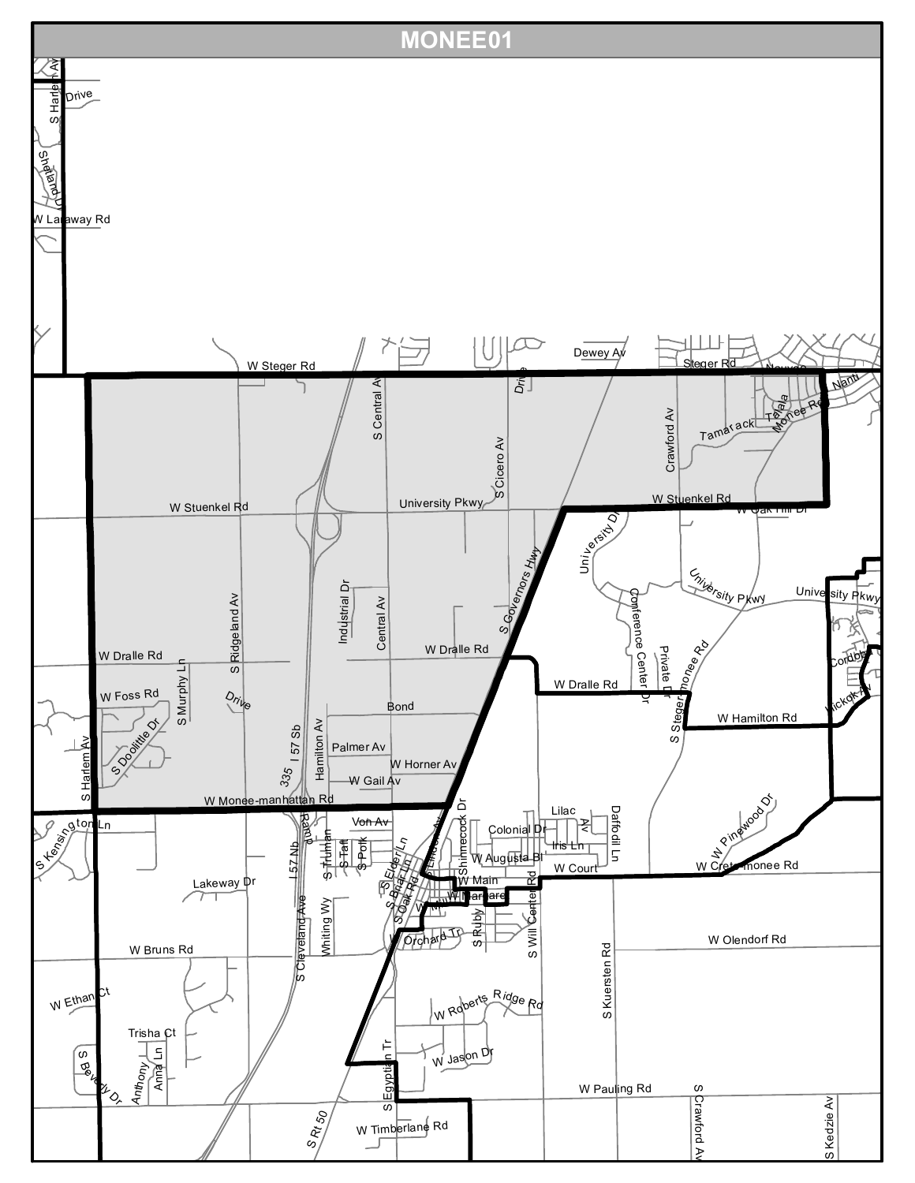# MONEE01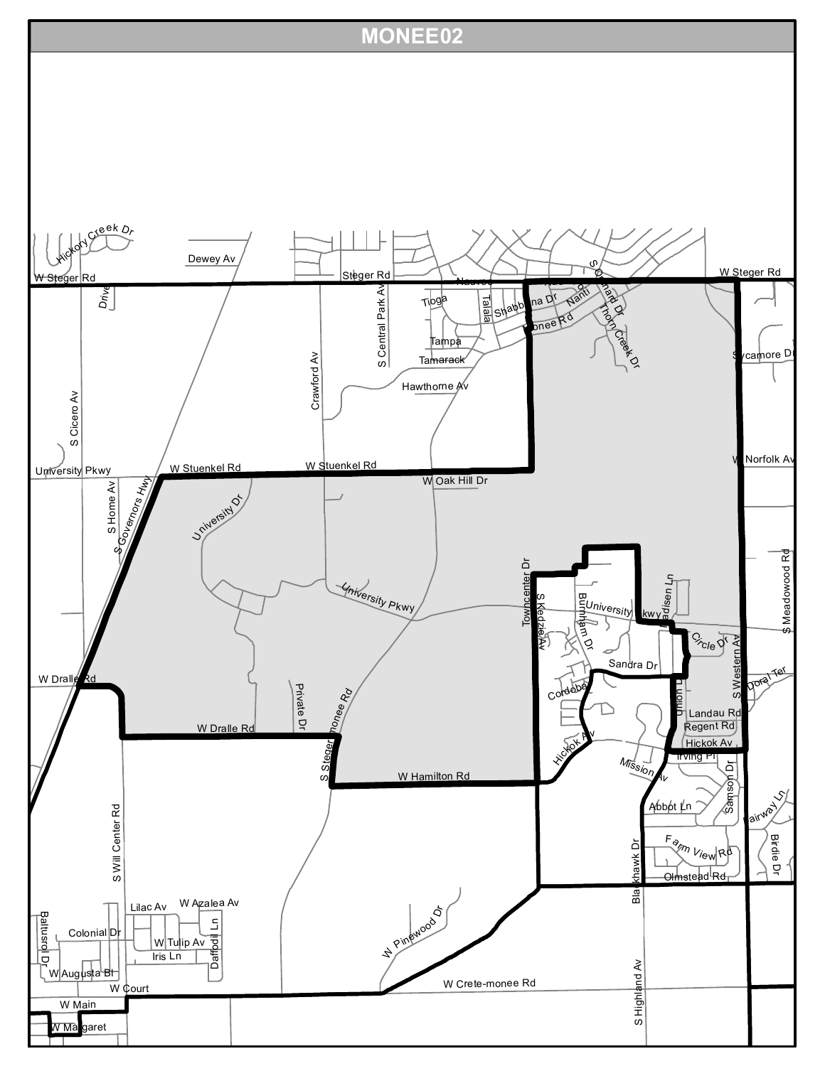# MONEE02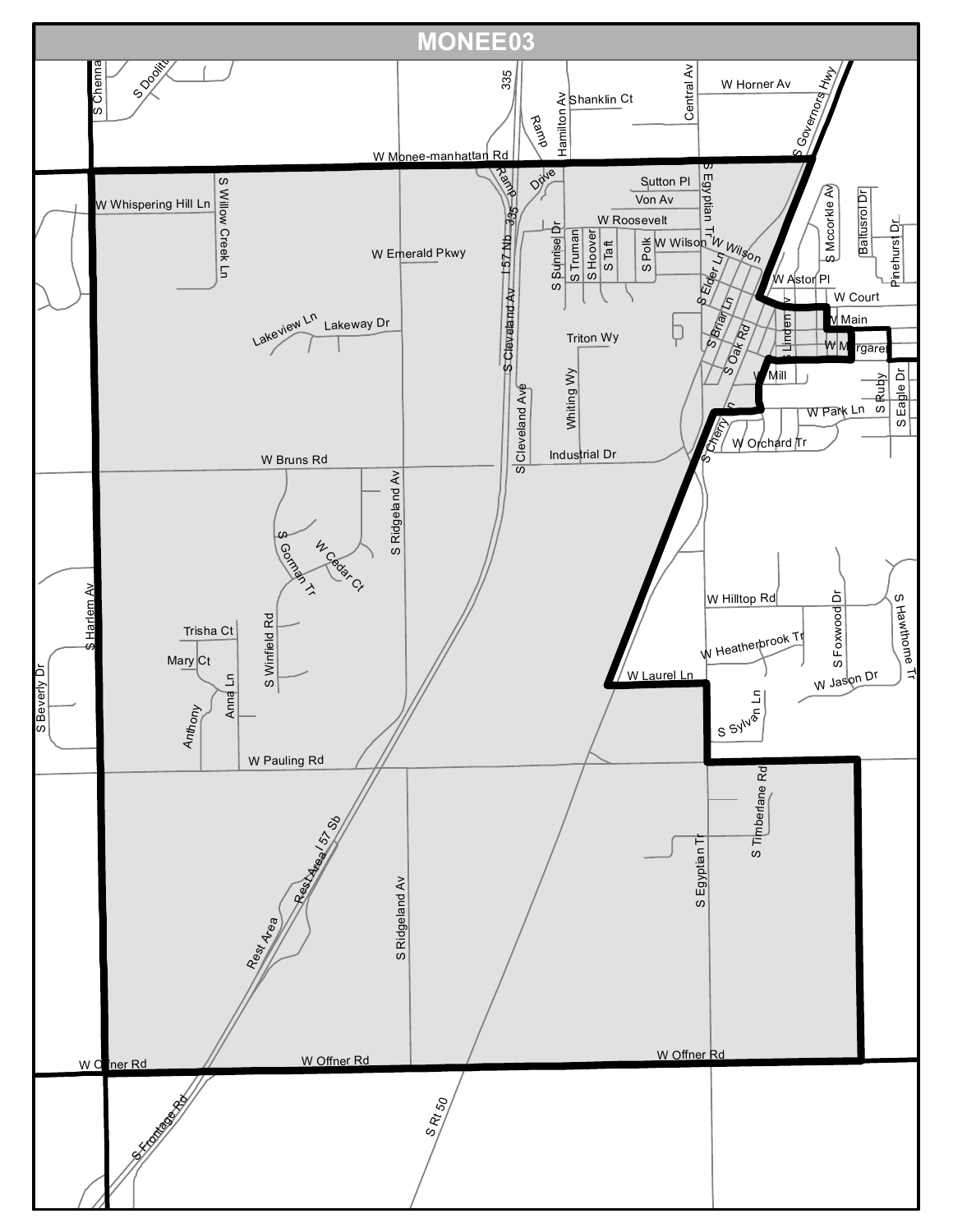# MONEE03

W Monee-manhattan Rd
S Chenna
S Doolittle
335
Ramp
Hamilton Av
Shanklin Ct
Central Av
W Horner Av
S Governors Hwy
Ramp
Drive
Sutton Pl
Von Av
S Egyptian Tr
W Whispering Hill Ln
S Willow Creek Ln
335
W Roosevelt
I 57 Nb
S Sunrise Dr
S Truman
S Hoover
S Taft
S Polk
W Wilson
W Wilson
S Mccorkle Av
Baltusrol Dr
Pinehurst Dr
W Emerald Pkwy
S Elder Ln
W Astor Pl
W Court
Lakeview Ln
Lakeway Dr
S Cleveland Av
S Brian Ln
S Oak Rd
S Linden Av
W Main
W Margaret
Triton Wy
W Mill
S Ruby
S Eagle Dr
Whiting Wy
S Cleveland Ave
S Cherry Ln
W Park Ln
W Orchard Tr
W Bruns Rd
Industrial Dr
S Ridgeland Av
S Gorman Tr
W Cedar Ct
W Hilltop Rd
S Foxwood Dr
S Hawthorne Tr
S Harlem Av
Trisha Ct
S Winfield Rd
W Heatherbrook Tr
S Beverly Dr
Mary Ct
W Laurel Ln
W Jason Dr
Anthony
Anna Ln
S Sylvan Ln
W Pauling Rd
S Timberlane Rd
Rest Area I 57 Sb
Rest Area
S Ridgeland Av
S Egyptian Tr
W Offner Rd
W Offner Rd
W Offner Rd
S Frontage Rd
S Rt 50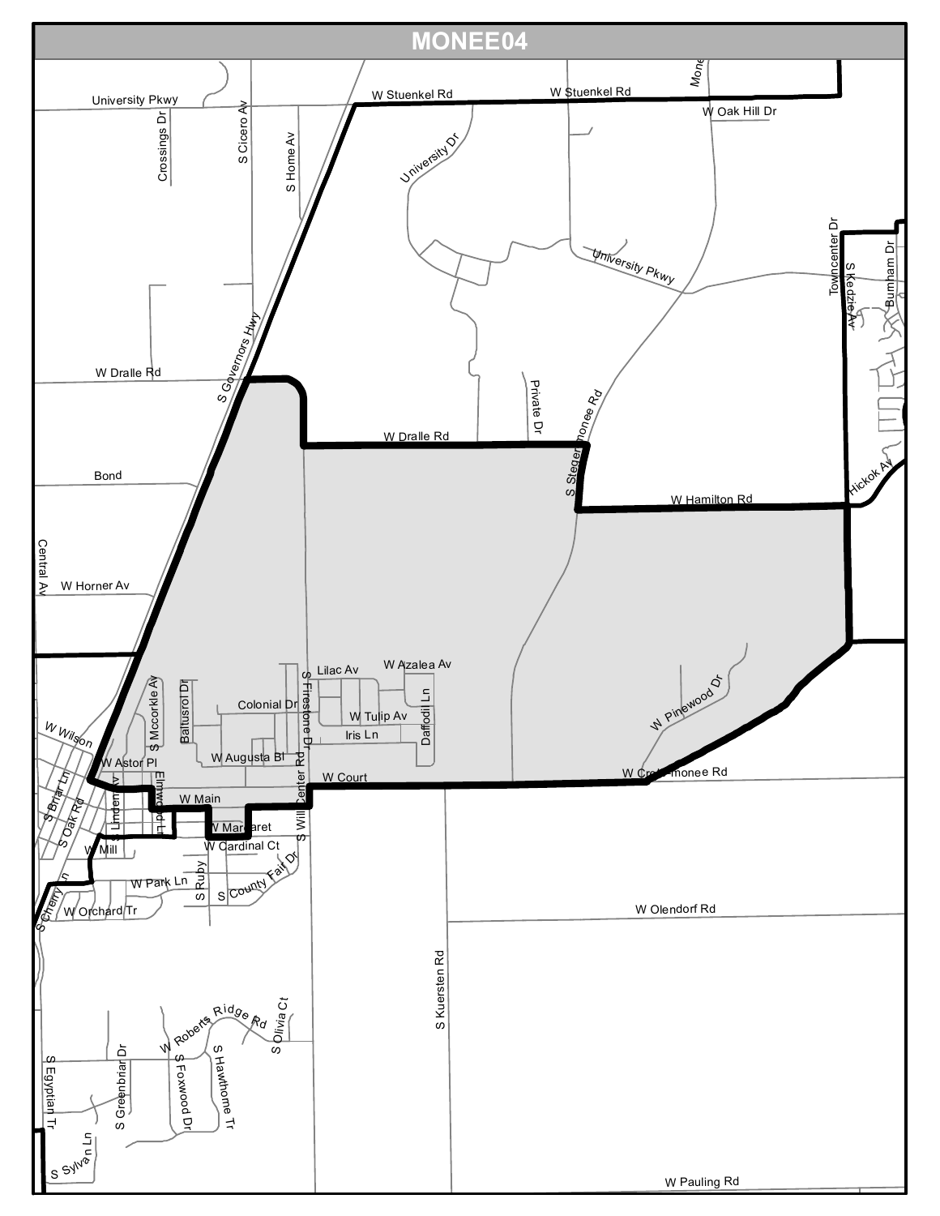# MONEE04

University Pkwy

W Stuenkel Rd

W Stuenkel Rd

Monee

W Oak Hill Dr

Crossings Dr

S Cicero Av

S Home Av

University Dr

University Pkwy

Towncenter Dr

S Kedzie Av

Burnham Dr

S Governors Hwy

W Dralle Rd

Private Dr

S Steger Monee Rd

W Dralle Rd

Bond

Hickok Av

W Hamilton Rd

Central Av

W Horner Av

S Mccorkle Av

Baltusrol Dr

Lilac Av

W Azalea Av

S Firestone Dr

Daffodil Ln

Colonial Dr

W Tulip Av

W Wilson

Iris Ln

W Pinewood Dr

W Astor Pl

W Augusta Bl

S Will Center Rd

W Court

W Crete Monee Rd

S Briar Ln

S Linden Av

Elmwood Ln

W Main

S Oak Rd

W Margaret

W Mill

W Cardinal Ct

S Ruby

S County Fair Dr

W Park Ln

S Cherry Ln

W Orchard Tr

W Olendorf Rd

S Kuersten Rd

W Roberts Ridge Rd

S Olivia Ct

S Egyptian Tr

S Greenbriar Dr

S Foxwood Dr

S Hawthorne Tr

S Sylvan Ln

W Pauling Rd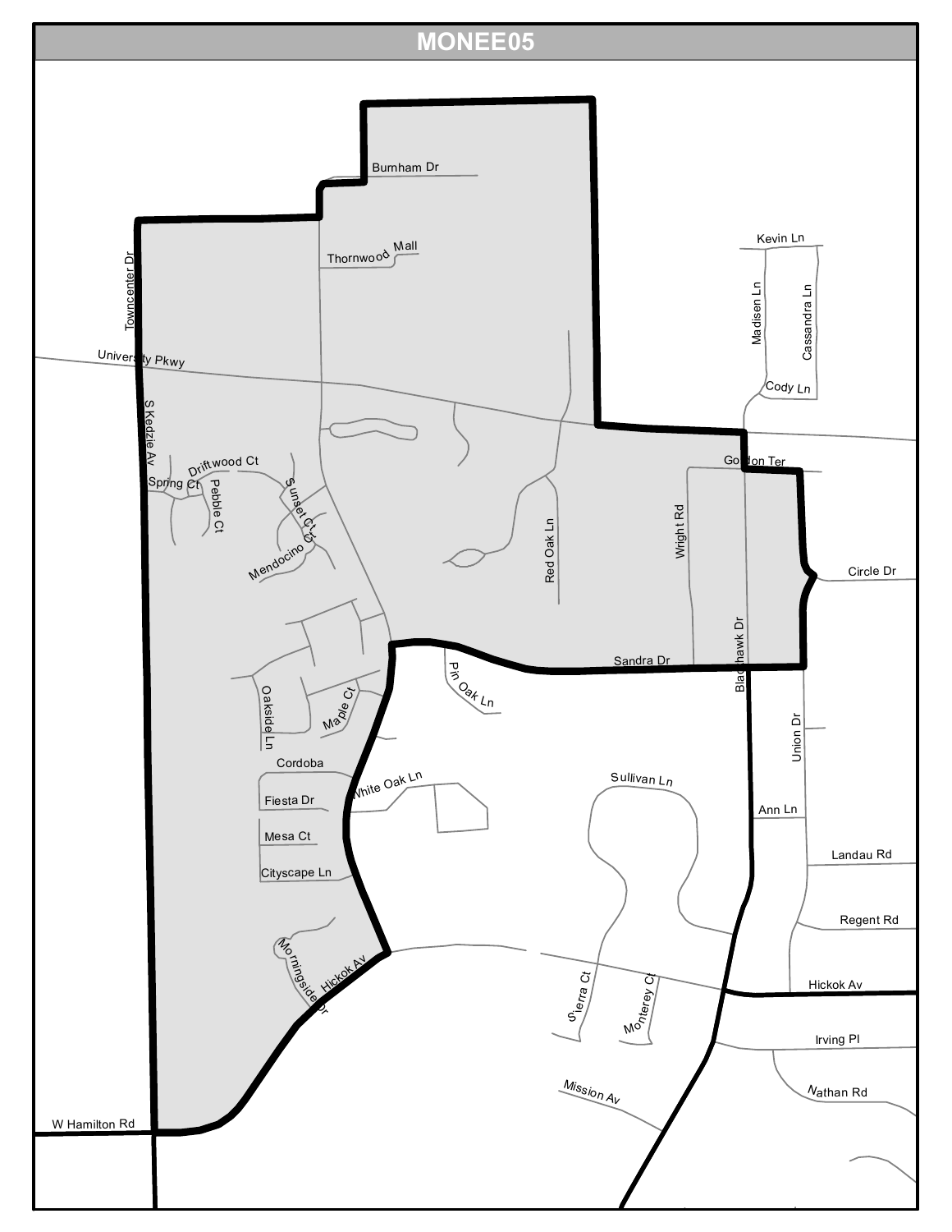# MONEE05

Burnham Dr

Thornwood Mall

Towncenter Dr

University Pkwy

Kevin Ln

Madisen Ln

Cassandra Ln

Cody Ln

S Kedzie Av

Driftwood Ct

Spring Ct

Pebble Ct

Sunset Ct

Mendocino Ct

Gordon Ter

Red Oak Ln

Wright Rd

Circle Dr

Blackhawk Dr

Sandra Dr

Pin Oak Ln

Oakside Ln

Maple Ct

Union Dr

Cordoba

White Oak Ln

Sullivan Ln

Fiesta Dr

Ann Ln

Mesa Ct

Landau Rd

Cityscape Ln

Regent Rd

Morningside Dr

Hickok Av

Sierra Ct

Monterey Ct

Hickok Av

Irving Pl

Nathan Rd

Mission Av

W Hamilton Rd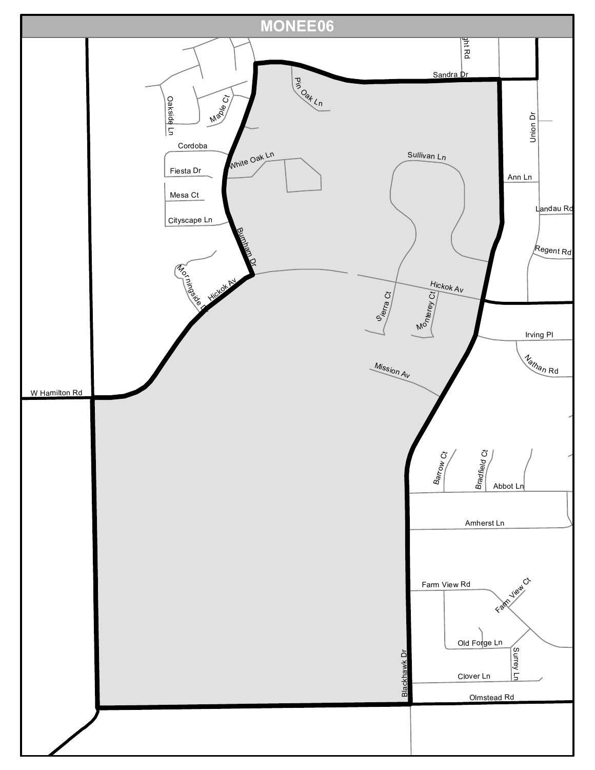# MONEE06

Sandra Dr

Pin Oak Ln

Oakside Ln

Maple Ct

Union Dr

Cordoba

White Oak Ln

Sullivan Ln

Fiesta Dr

Ann Ln

Mesa Ct

Landau Rd

Cityscape Ln

Burnham Dr

Regent Rd

Morningside Dr

Hickok Av

Hickok Av

Sierra Ct

Monterey Ct

Irving Pl

Nathan Rd

Mission Av

W Hamilton Rd

Barrow Ct

Bradfield Ct

Abbot Ln

Amherst Ln

Farm View Rd

Farm View Ct

Old Forge Ln

Surrey Ln

Clover Ln

Blackhawk Dr

Olmstead Rd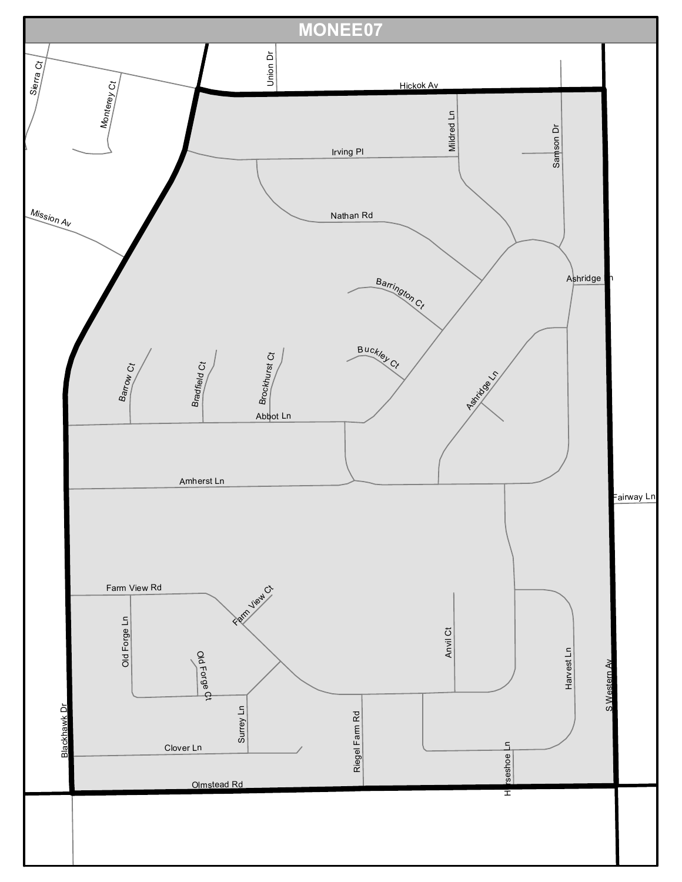# MONEE07

Sierra Ct
Monterey Ct
Union Dr
Hickok Av
Mildred Ln
Samson Dr
Irving Pl
Mission Av
Nathan Rd
Barrington Ct
Ashridge Ln
Buckley Ct
Barrow Ct
Bradfield Ct
Brockhurst Ct
Ashridge Ln
Abbot Ln
Amherst Ln
Fairway Ln
Farm View Rd
Farm View Ct
Old Forge Ln
Old Forge Ct
Anvil Ct
Harvest Ln
S Western Av
Surrey Ln
Blackhawk Dr
Clover Ln
Riegel Farm Rd
Horseshoe Ln
Olmstead Rd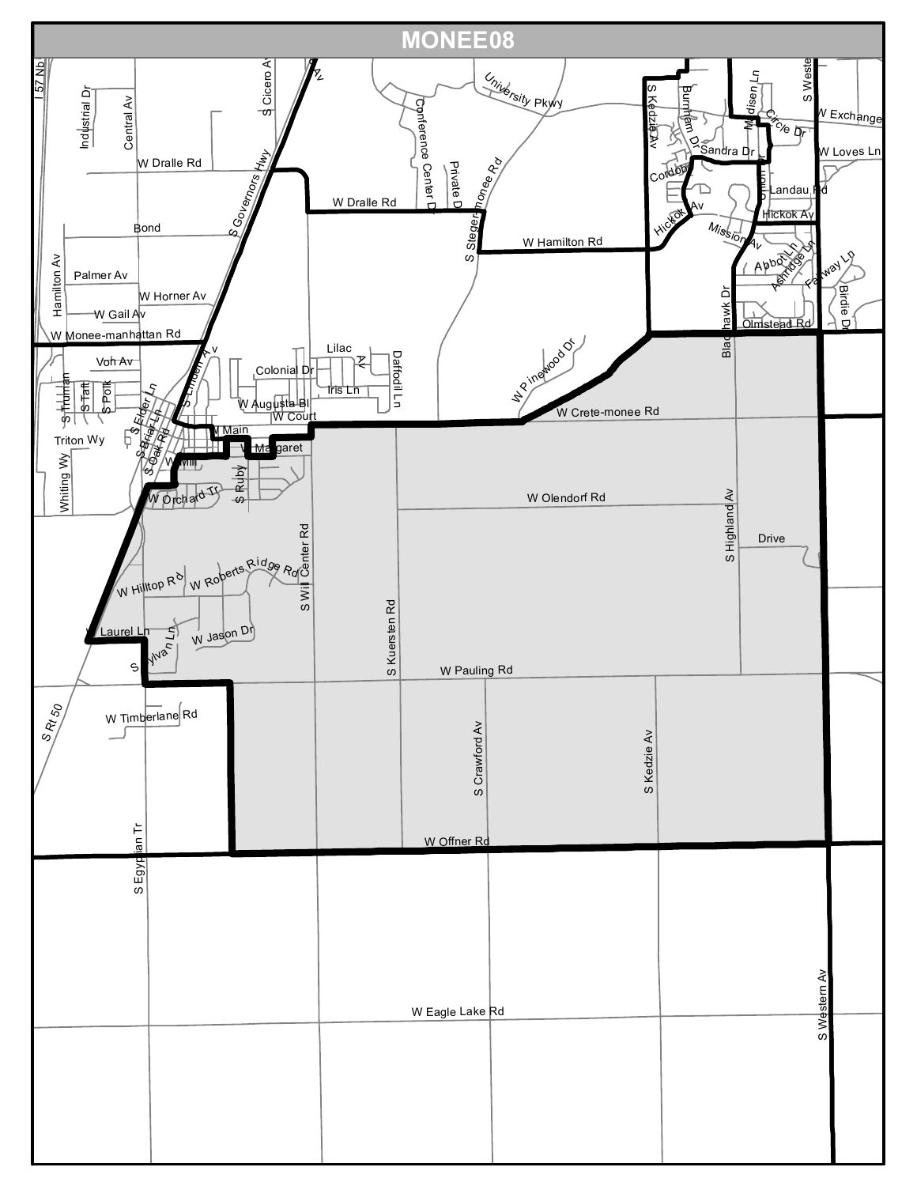# MONEE08

I 57 Nb
Industrial Dr
Central Av
S Cicero Av
Av
University Pkwy
Conference Center Dr
Private Dr
S Stegermonee Rd
S Kedzie Av
Burnham Dr
Madisen Ln
S Western Av
W Exchange
Circle Dr
Sandra Dr
W Loves Ln
Cordoba
Landau Rd
Hickok Av
Hickok Av
Mission Av
W Dralle Rd
W Dralle Rd
S Governors Hwy
W Hamilton Rd
Bond
Abbot Ln
Ashridge Ln
Fairway Ln
Birdie Dr
Palmer Av
Hamilton Av
W Horner Av
W Gail Av
Blackhawk Dr
Olmstead Rd
W Monee-manhattan Rd
S Linden Av
Lilac Av
Daffodil Ln
Voh Av
Colonial Dr
Iris Ln
W Pinewood Dr
S Truman
S Taft
S Polk
S Elder Ln
W Augusta Bl
W Court
W Crete-monee Rd
Triton Wy
S Brier Ln
S Oak Rd
W Main
W Margaret
Whiting Wy
W Mill
W Orchard Tr
S Ruby
W Olendorf Rd
S Highland Av
Drive
W Hilltop Rd
W Roberts Ridge Rd
S Will Center Rd
S Kuersten Rd
W Laurel Ln
W Jason Dr
S Sylvan Ln
W Pauling Rd
S Rt 50
W Timberlane Rd
S Crawford Av
S Kedzie Av
S Egyptian Tr
W Offner Rd
W Eagle Lake Rd
S Western Av